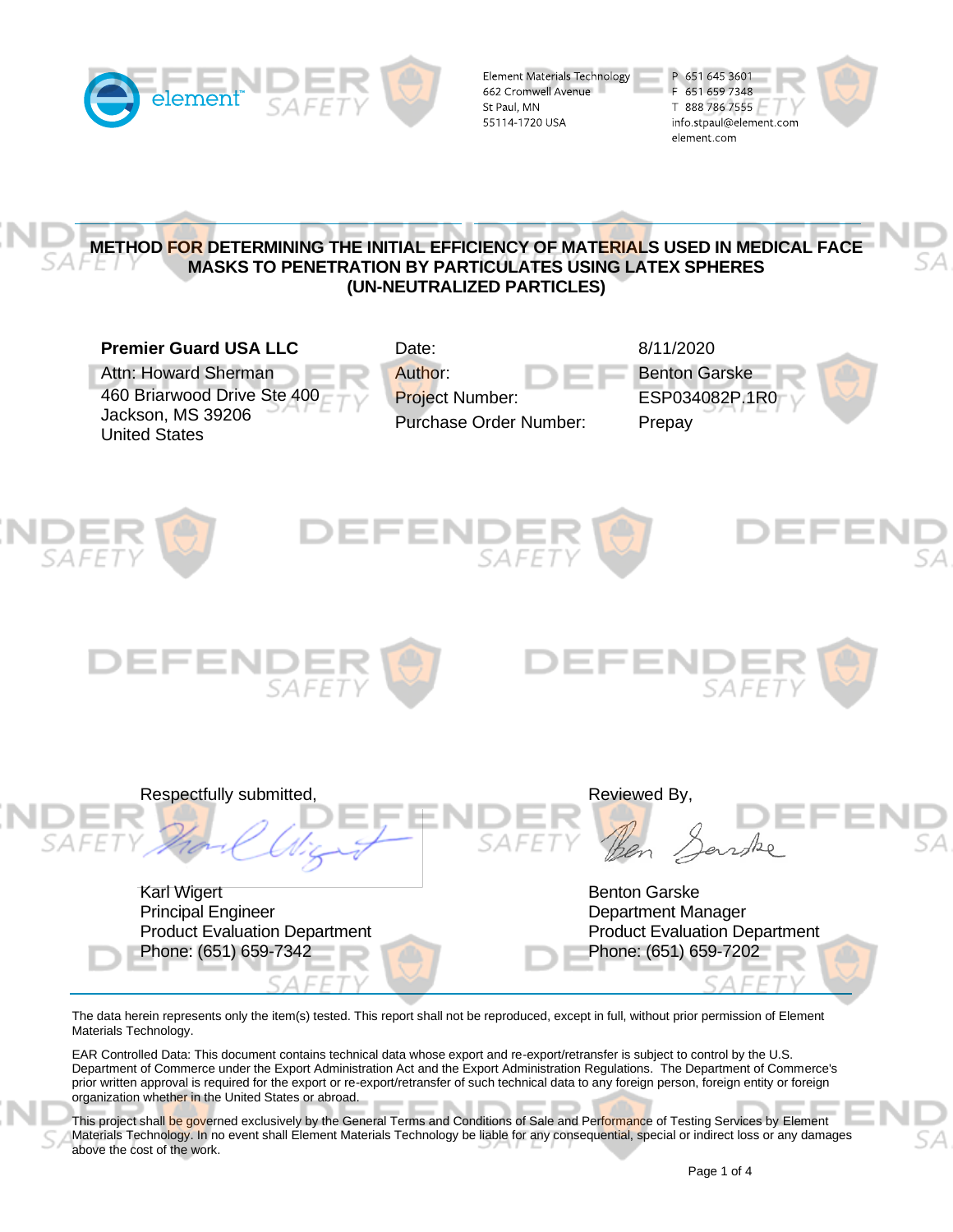Element Materials Technology
662 Cromwell Avenue
St Paul, MN
55114-1720 USA

P 651 645 3601
F 651 659 7348
T 888 786 7555
info.stpaul@element.com
element.com

# METHOD FOR DETERMINING THE INITIAL EFFICIENCY OF MATERIALS USED IN MEDICAL FACE MASKS TO PENETRATION BY PARTICULATES USING LATEX SPHERES (UN-NEUTRALIZED PARTICLES)

**Premier Guard USA LLC**
Attn: Howard Sherman
460 Briarwood Drive Ste 400
Jackson, MS 39206
United States

| | |
|---|---|
| Date: | 8/11/2020 |
| Author: | Benton Garske |
| Project Number: | ESP034082P.1R0 |
| Purchase Order Number: | Prepay |

Respectfully submitted,

Karl Wigert
Principal Engineer
Product Evaluation Department
Phone: (651) 659-7342

Reviewed By,

Benton Garske
Department Manager
Product Evaluation Department
Phone: (651) 659-7202

The data herein represents only the item(s) tested. This report shall not be reproduced, except in full, without prior permission of Element Materials Technology.

EAR Controlled Data: This document contains technical data whose export and re-export/retransfer is subject to control by the U.S. Department of Commerce under the Export Administration Act and the Export Administration Regulations. The Department of Commerce's prior written approval is required for the export or re-export/retransfer of such technical data to any foreign person, foreign entity or foreign organization whether in the United States or abroad.

This project shall be governed exclusively by the General Terms and Conditions of Sale and Performance of Testing Services by Element Materials Technology. In no event shall Element Materials Technology be liable for any consequential, special or indirect loss or any damages above the cost of the work.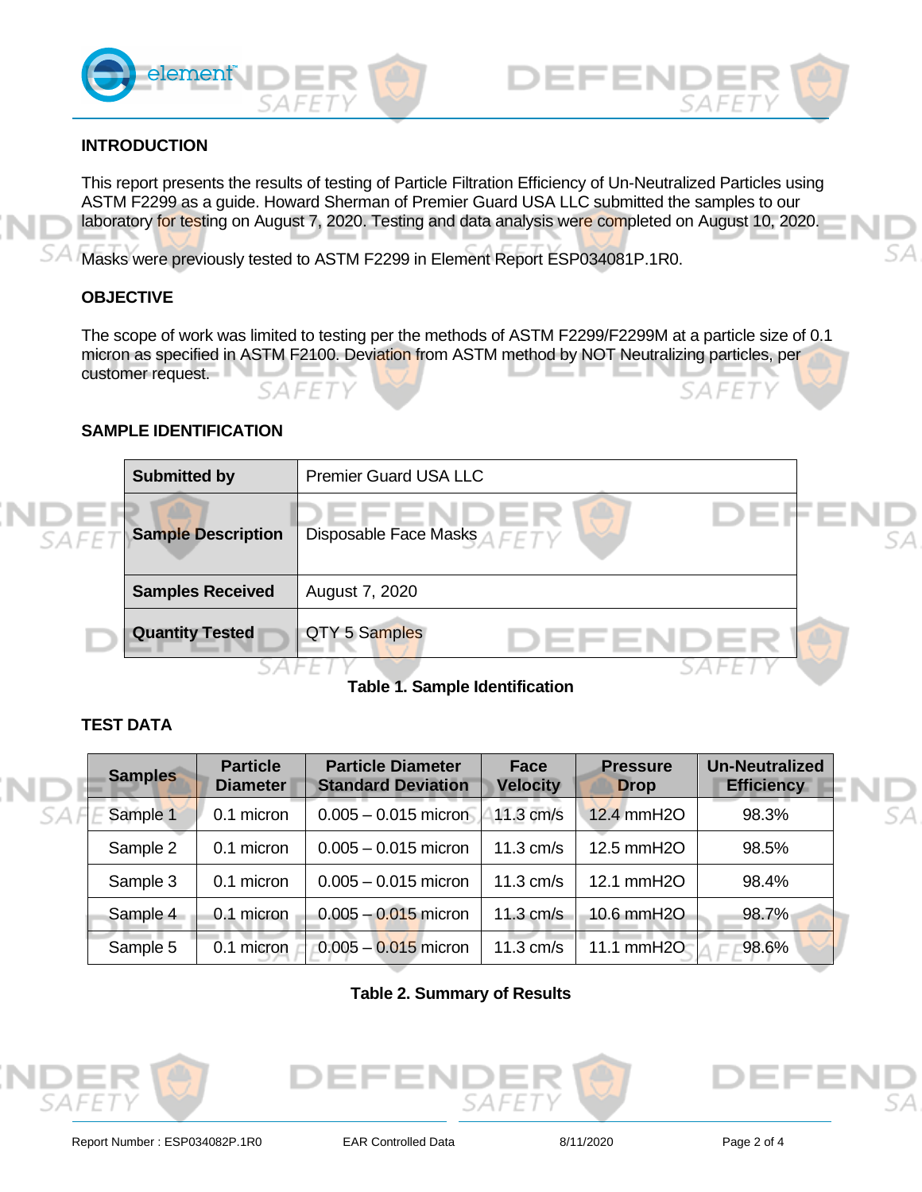## INTRODUCTION

This report presents the results of testing of Particle Filtration Efficiency of Un-Neutralized Particles using ASTM F2299 as a guide. Howard Sherman of Premier Guard USA LLC submitted the samples to our laboratory for testing on August 7, 2020. Testing and data analysis were completed on August 10, 2020.

Masks were previously tested to ASTM F2299 in Element Report ESP034081P.1R0.

## OBJECTIVE

The scope of work was limited to testing per the methods of ASTM F2299/F2299M at a particle size of 0.1 micron as specified in ASTM F2100. Deviation from ASTM method by NOT Neutralizing particles, per customer request.

## SAMPLE IDENTIFICATION

| Submitted by | Premier Guard USA LLC |
|---|---|
| Sample Description | Disposable Face Masks |
| Samples Received | August 7, 2020 |
| Quantity Tested | QTY 5 Samples |

**Table 1. Sample Identification**

## TEST DATA

| Samples | Particle Diameter | Particle Diameter Standard Deviation | Face Velocity | Pressure Drop | Un-Neutralized Efficiency |
|---|---|---|---|---|---|
| Sample 1 | 0.1 micron | 0.005 – 0.015 micron | 11.3 cm/s | 12.4 mmH2O | 98.3% |
| Sample 2 | 0.1 micron | 0.005 – 0.015 micron | 11.3 cm/s | 12.5 mmH2O | 98.5% |
| Sample 3 | 0.1 micron | 0.005 – 0.015 micron | 11.3 cm/s | 12.1 mmH2O | 98.4% |
| Sample 4 | 0.1 micron | 0.005 – 0.015 micron | 11.3 cm/s | 10.6 mmH2O | 98.7% |
| Sample 5 | 0.1 micron | 0.005 – 0.015 micron | 11.3 cm/s | 11.1 mmH2O | 98.6% |

**Table 2. Summary of Results**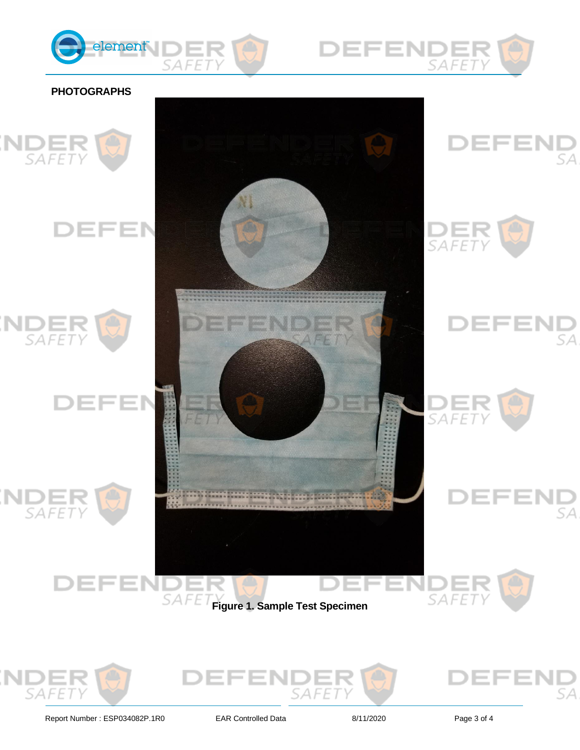## PHOTOGRAPHS

**Figure 1. Sample Test Specimen**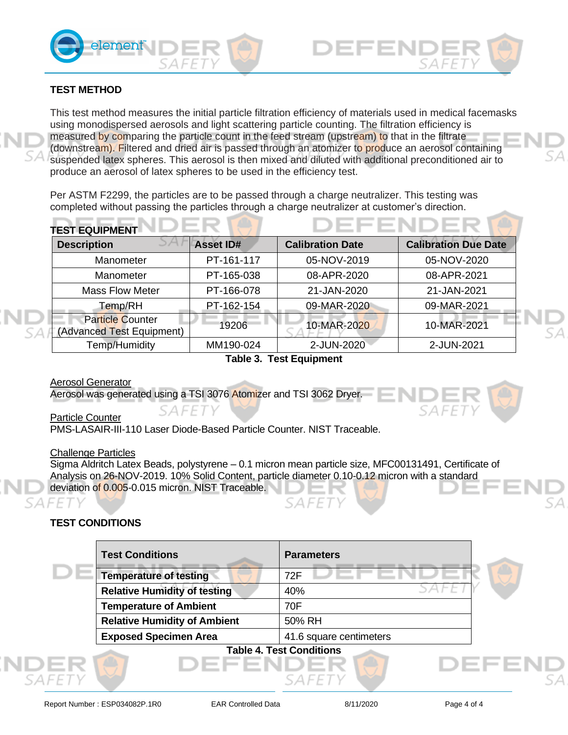## TEST METHOD

This test method measures the initial particle filtration efficiency of materials used in medical facemasks using monodispersed aerosols and light scattering particle counting. The filtration efficiency is measured by comparing the particle count in the feed stream (upstream) to that in the filtrate (downstream). Filtered and dried air is passed through an atomizer to produce an aerosol containing suspended latex spheres. This aerosol is then mixed and diluted with additional preconditioned air to produce an aerosol of latex spheres to be used in the efficiency test.

Per ASTM F2299, the particles are to be passed through a charge neutralizer. This testing was completed without passing the particles through a charge neutralizer at customer's direction.

## TEST EQUIPMENT

| Description | Asset ID# | Calibration Date | Calibration Due Date |
|---|---|---|---|
| Manometer | PT-161-117 | 05-NOV-2019 | 05-NOV-2020 |
| Manometer | PT-165-038 | 08-APR-2020 | 08-APR-2021 |
| Mass Flow Meter | PT-166-078 | 21-JAN-2020 | 21-JAN-2021 |
| Temp/RH | PT-162-154 | 09-MAR-2020 | 09-MAR-2021 |
| Particle Counter (Advanced Test Equipment) | 19206 | 10-MAR-2020 | 10-MAR-2021 |
| Temp/Humidity | MM190-024 | 2-JUN-2020 | 2-JUN-2021 |

**Table 3. Test Equipment**

Aerosol Generator
Aerosol was generated using a TSI 3076 Atomizer and TSI 3062 Dryer.

Particle Counter
PMS-LASAIR-III-110 Laser Diode-Based Particle Counter. NIST Traceable.

Challenge Particles
Sigma Aldrich Latex Beads, polystyrene – 0.1 micron mean particle size, MFC00131491, Certificate of Analysis on 26-NOV-2019. 10% Solid Content, particle diameter 0.10-0.12 micron with a standard deviation of 0.005-0.015 micron. NIST Traceable.

## TEST CONDITIONS

| Test Conditions | Parameters |
|---|---|
| **Temperature of testing** | 72F |
| **Relative Humidity of testing** | 40% |
| **Temperature of Ambient** | 70F |
| **Relative Humidity of Ambient** | 50% RH |
| **Exposed Specimen Area** | 41.6 square centimeters |

**Table 4. Test Conditions**